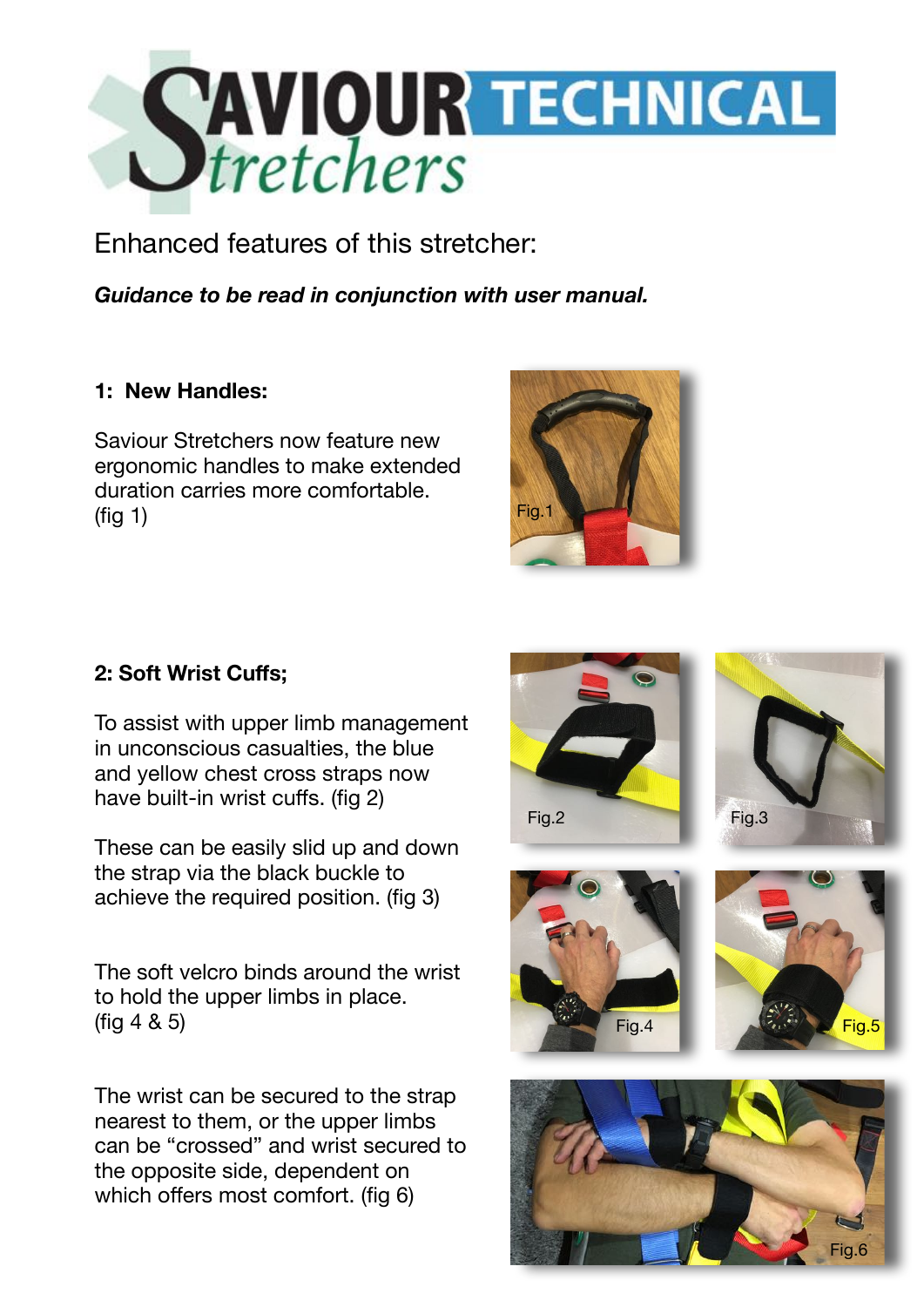# SAVIOUR Stretchers TECHNICAL

Enhanced features of this stretcher:

***Guidance to be read in conjunction with user manual.***

## 1: New Handles:

Saviour Stretchers now feature new ergonomic handles to make extended duration carries more comfortable. (fig 1)

Fig.1

## 2: Soft Wrist Cuffs;

To assist with upper limb management in unconscious casualties, the blue and yellow chest cross straps now have built-in wrist cuffs. (fig 2)

These can be easily slid up and down the strap via the black buckle to achieve the required position. (fig 3)

The soft velcro binds around the wrist to hold the upper limbs in place. (fig 4 & 5)

The wrist can be secured to the strap nearest to them, or the upper limbs can be "crossed" and wrist secured to the opposite side, dependent on which offers most comfort. (fig 6)

Fig.2

Fig.3

Fig.4

Fig.5

Fig.6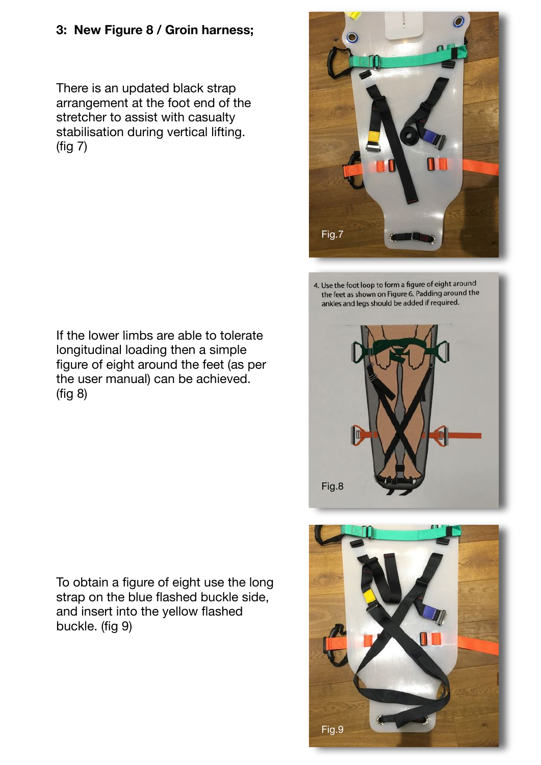### 3: New Figure 8 / Groin harness;

There is an updated black strap arrangement at the foot end of the stretcher to assist with casualty stabilisation during vertical lifting. (fig 7)

Fig.7

If the lower limbs are able to tolerate longitudinal loading then a simple figure of eight around the feet (as per the user manual) can be achieved. (fig 8)

4. Use the foot loop to form a figure of eight around the feet as shown on Figure 6. Padding around the ankles and legs should be added if required.

Fig.8

To obtain a figure of eight use the long strap on the blue flashed buckle side, and insert into the yellow flashed buckle. (fig 9)

Fig.9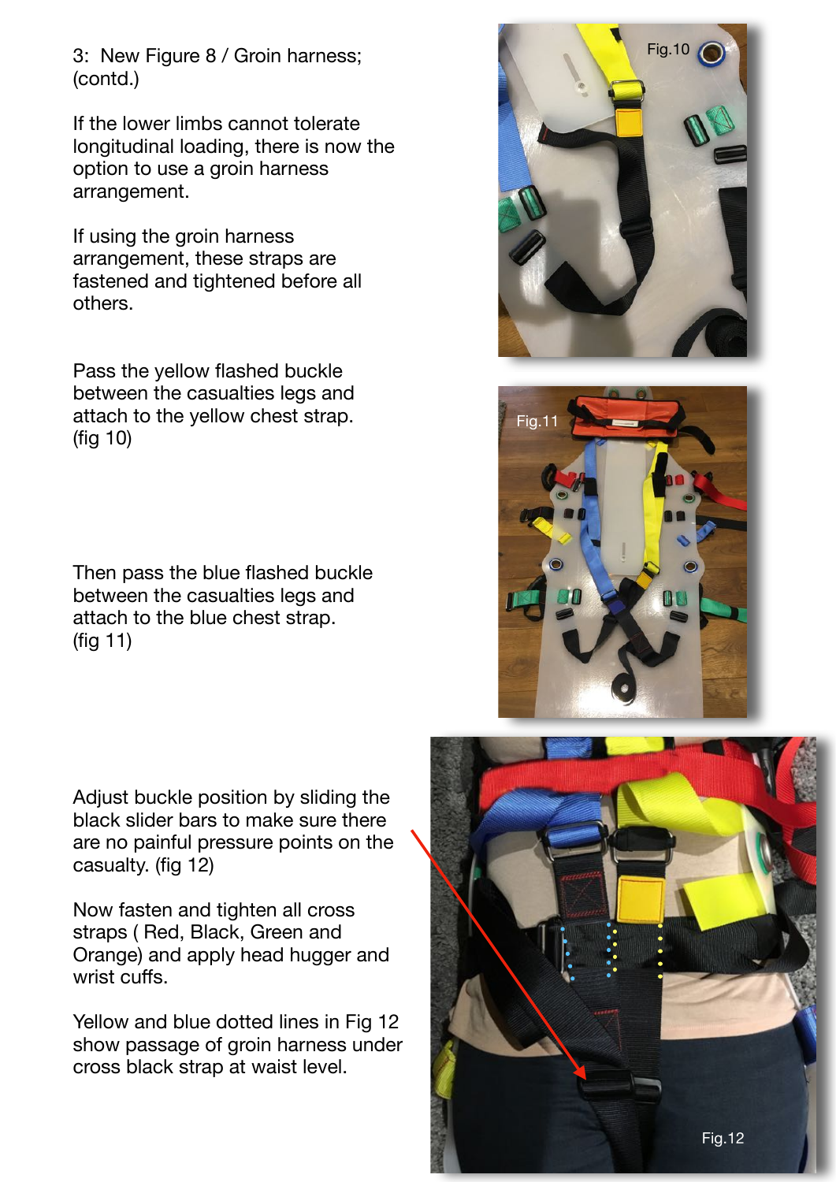3: New Figure 8 / Groin harness; (contd.)

If the lower limbs cannot tolerate longitudinal loading, there is now the option to use a groin harness arrangement.

If using the groin harness arrangement, these straps are fastened and tightened before all others.

Pass the yellow flashed buckle between the casualties legs and attach to the yellow chest strap. (fig 10)

Fig.10

Then pass the blue flashed buckle between the casualties legs and attach to the blue chest strap. (fig 11)

Fig.11

Adjust buckle position by sliding the black slider bars to make sure there are no painful pressure points on the casualty. (fig 12)

Now fasten and tighten all cross straps ( Red, Black, Green and Orange) and apply head hugger and wrist cuffs.

Yellow and blue dotted lines in Fig 12 show passage of groin harness under cross black strap at waist level.

Fig.12